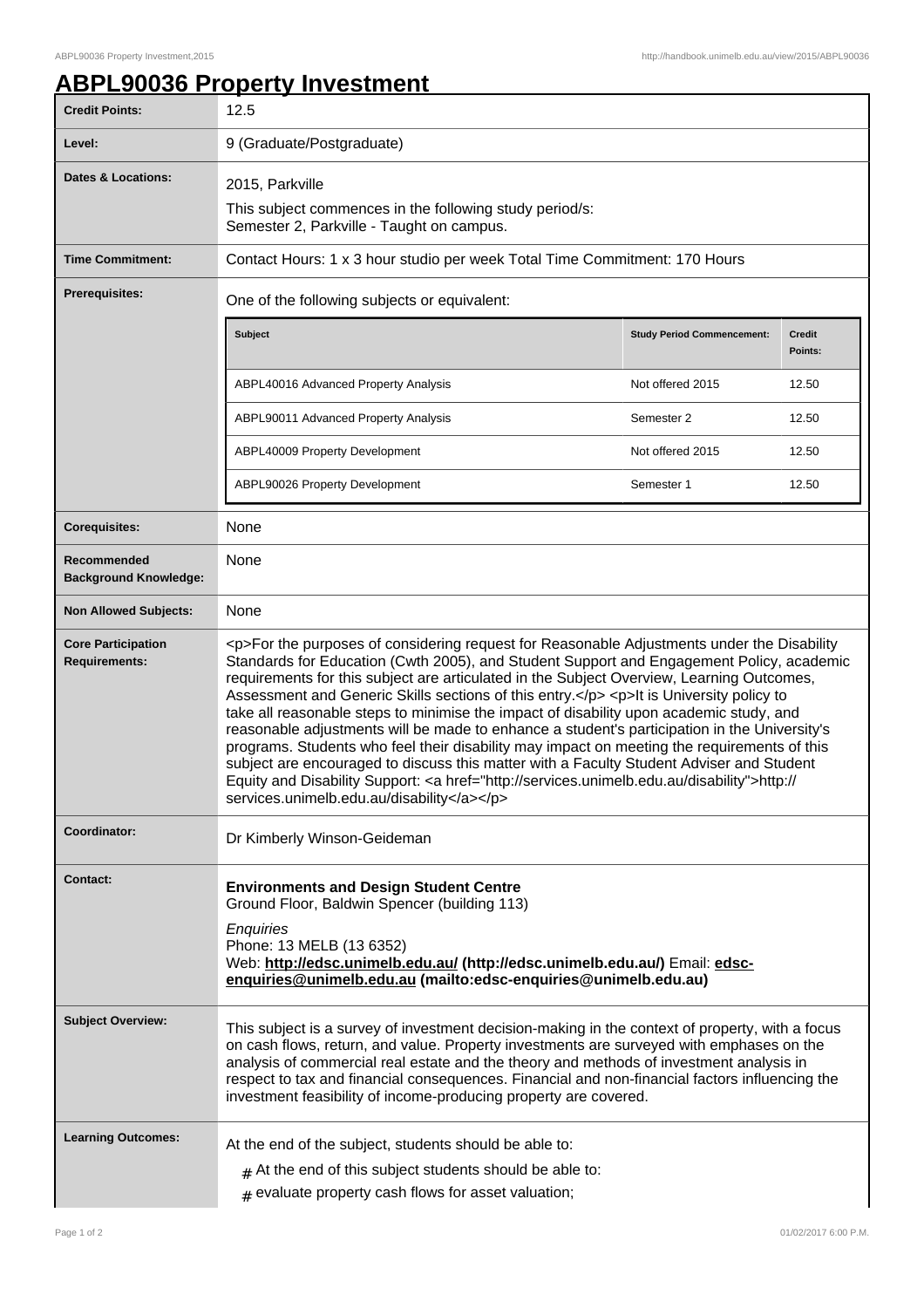# ABPL90036 Property Investment

| | |
|---|---|
| **Credit Points:** | 12.5 |
| **Level:** | 9 (Graduate/Postgraduate) |
| **Dates & Locations:** | 2015, Parkville<br>This subject commences in the following study period/s:<br>Semester 2, Parkville - Taught on campus. |
| **Time Commitment:** | Contact Hours: 1 x 3 hour studio per week Total Time Commitment: 170 Hours |
| **Prerequisites:** | One of the following subjects or equivalent: |
| **Corequisites:** | None |
| **Recommended Background Knowledge:** | None |
| **Non Allowed Subjects:** | None |
| **Core Participation Requirements:** | <p>For the purposes of considering request for Reasonable Adjustments under the Disability Standards for Education (Cwth 2005), and Student Support and Engagement Policy, academic requirements for this subject are articulated in the Subject Overview, Learning Outcomes, Assessment and Generic Skills sections of this entry.</p> <p>It is University policy to take all reasonable steps to minimise the impact of disability upon academic study, and reasonable adjustments will be made to enhance a student's participation in the University's programs. Students who feel their disability may impact on meeting the requirements of this subject are encouraged to discuss this matter with a Faculty Student Adviser and Student Equity and Disability Support: <a href="http://services.unimelb.edu.au/disability">http://services.unimelb.edu.au/disability</a></p> |
| **Coordinator:** | Dr Kimberly Winson-Geideman |
| **Contact:** | **Environments and Design Student Centre**<br>Ground Floor, Baldwin Spencer (building 113)<br>*Enquiries*<br>Phone: 13 MELB (13 6352)<br>Web: **http://edsc.unimelb.edu.au/ (http://edsc.unimelb.edu.au/)** Email: **edsc-enquiries@unimelb.edu.au (mailto:edsc-enquiries@unimelb.edu.au)** |
| **Subject Overview:** | This subject is a survey of investment decision-making in the context of property, with a focus on cash flows, return, and value. Property investments are surveyed with emphases on the analysis of commercial real estate and the theory and methods of investment analysis in respect to tax and financial consequences. Financial and non-financial factors influencing the investment feasibility of income-producing property are covered. |
| **Learning Outcomes:** | At the end of the subject, students should be able to:<br># At the end of this subject students should be able to:<br># evaluate property cash flows for asset valuation; |

Prerequisites:

| Subject | Study Period Commencement: | Credit Points: |
|---|---|---|
| ABPL40016 Advanced Property Analysis | Not offered 2015 | 12.50 |
| ABPL90011 Advanced Property Analysis | Semester 2 | 12.50 |
| ABPL40009 Property Development | Not offered 2015 | 12.50 |
| ABPL90026 Property Development | Semester 1 | 12.50 |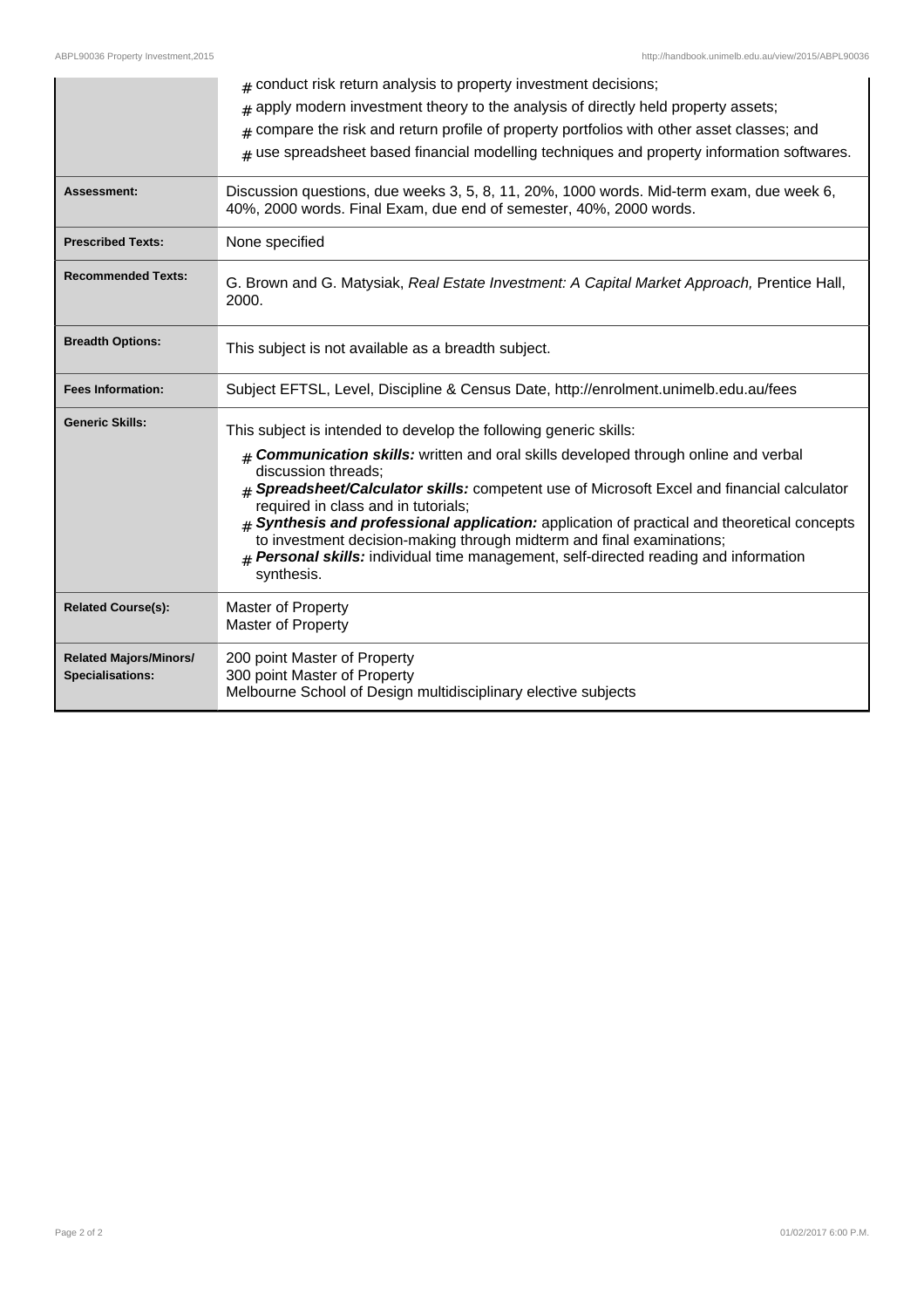| | |
|---|---|
| | # conduct risk return analysis to property investment decisions;<br># apply modern investment theory to the analysis of directly held property assets;<br># compare the risk and return profile of property portfolios with other asset classes; and<br># use spreadsheet based financial modelling techniques and property information softwares. |
| **Assessment:** | Discussion questions, due weeks 3, 5, 8, 11, 20%, 1000 words. Mid-term exam, due week 6, 40%, 2000 words. Final Exam, due end of semester, 40%, 2000 words. |
| **Prescribed Texts:** | None specified |
| **Recommended Texts:** | G. Brown and G. Matysiak, *Real Estate Investment: A Capital Market Approach,* Prentice Hall, 2000. |
| **Breadth Options:** | This subject is not available as a breadth subject. |
| **Fees Information:** | Subject EFTSL, Level, Discipline & Census Date, http://enrolment.unimelb.edu.au/fees |
| **Generic Skills:** | This subject is intended to develop the following generic skills:<br># ***Communication skills:*** written and oral skills developed through online and verbal discussion threads;<br># ***Spreadsheet/Calculator skills:*** competent use of Microsoft Excel and financial calculator required in class and in tutorials;<br># ***Synthesis and professional application:*** application of practical and theoretical concepts to investment decision-making through midterm and final examinations;<br># ***Personal skills:*** individual time management, self-directed reading and information synthesis. |
| **Related Course(s):** | Master of Property<br>Master of Property |
| **Related Majors/Minors/ Specialisations:** | 200 point Master of Property<br>300 point Master of Property<br>Melbourne School of Design multidisciplinary elective subjects |